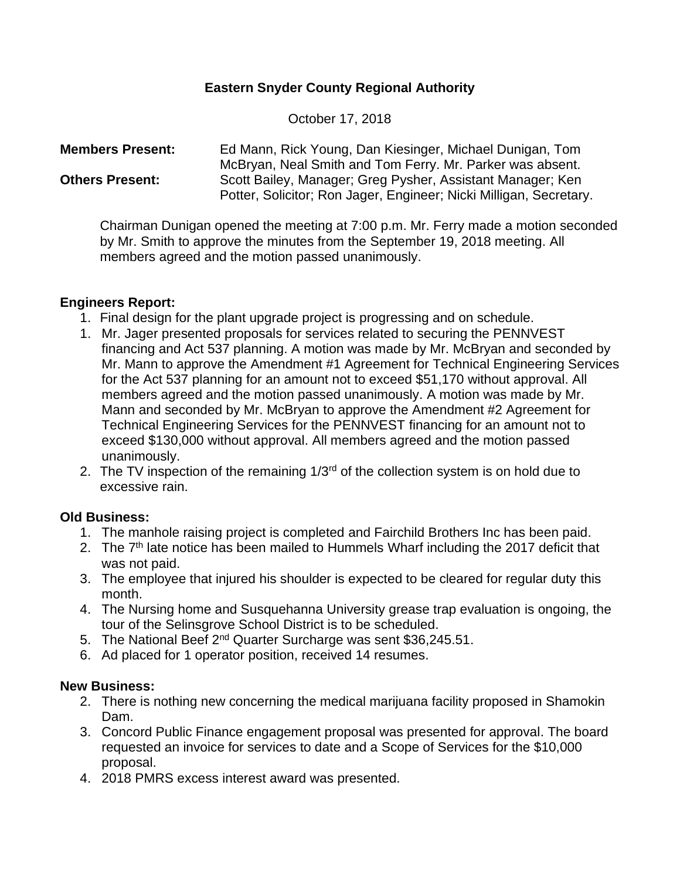**Eastern Snyder County Regional Authority**

October 17, 2018

**Members Present:** Ed Mann, Rick Young, Dan Kiesinger, Michael Dunigan, Tom McBryan, Neal Smith and Tom Ferry. Mr. Parker was absent.

**Others Present:** Scott Bailey, Manager; Greg Pysher, Assistant Manager; Ken Potter, Solicitor; Ron Jager, Engineer; Nicki Milligan, Secretary.

Chairman Dunigan opened the meeting at 7:00 p.m. Mr. Ferry made a motion seconded by Mr. Smith to approve the minutes from the September 19, 2018 meeting. All members agreed and the motion passed unanimously.

**Engineers Report:**

1. Final design for the plant upgrade project is progressing and on schedule.
1. Mr. Jager presented proposals for services related to securing the PENNVEST financing and Act 537 planning. A motion was made by Mr. McBryan and seconded by Mr. Mann to approve the Amendment #1 Agreement for Technical Engineering Services for the Act 537 planning for an amount not to exceed $51,170 without approval. All members agreed and the motion passed unanimously. A motion was made by Mr. Mann and seconded by Mr. McBryan to approve the Amendment #2 Agreement for Technical Engineering Services for the PENNVEST financing for an amount not to exceed $130,000 without approval. All members agreed and the motion passed unanimously.
2. The TV inspection of the remaining 1/3rd of the collection system is on hold due to excessive rain.

**Old Business:**

1. The manhole raising project is completed and Fairchild Brothers Inc has been paid.
2. The 7th late notice has been mailed to Hummels Wharf including the 2017 deficit that was not paid.
3. The employee that injured his shoulder is expected to be cleared for regular duty this month.
4. The Nursing home and Susquehanna University grease trap evaluation is ongoing, the tour of the Selinsgrove School District is to be scheduled.
5. The National Beef 2nd Quarter Surcharge was sent $36,245.51.
6. Ad placed for 1 operator position, received 14 resumes.

**New Business:**

2. There is nothing new concerning the medical marijuana facility proposed in Shamokin Dam.
3. Concord Public Finance engagement proposal was presented for approval. The board requested an invoice for services to date and a Scope of Services for the $10,000 proposal.
4. 2018 PMRS excess interest award was presented.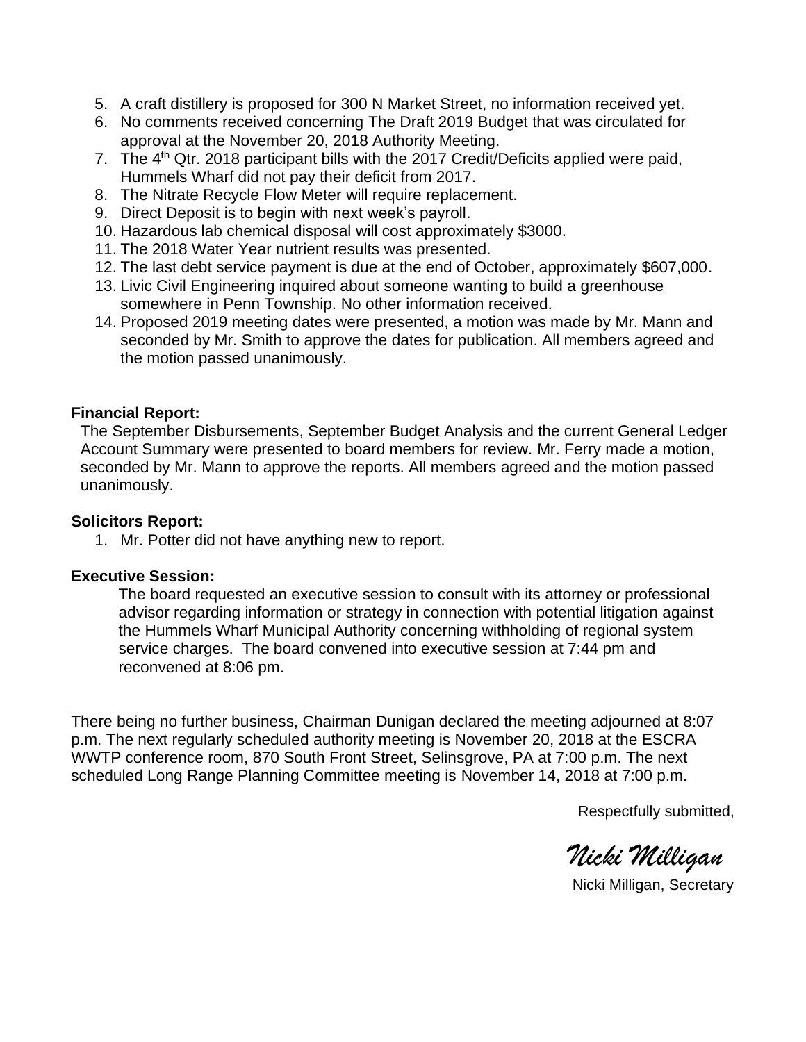5. A craft distillery is proposed for 300 N Market Street, no information received yet.
6. No comments received concerning The Draft 2019 Budget that was circulated for approval at the November 20, 2018 Authority Meeting.
7. The 4th Qtr. 2018 participant bills with the 2017 Credit/Deficits applied were paid, Hummels Wharf did not pay their deficit from 2017.
8. The Nitrate Recycle Flow Meter will require replacement.
9. Direct Deposit is to begin with next week's payroll.
10. Hazardous lab chemical disposal will cost approximately $3000.
11. The 2018 Water Year nutrient results was presented.
12. The last debt service payment is due at the end of October, approximately $607,000.
13. Livic Civil Engineering inquired about someone wanting to build a greenhouse somewhere in Penn Township. No other information received.
14. Proposed 2019 meeting dates were presented, a motion was made by Mr. Mann and seconded by Mr. Smith to approve the dates for publication. All members agreed and the motion passed unanimously.

**Financial Report:**

The September Disbursements, September Budget Analysis and the current General Ledger Account Summary were presented to board members for review. Mr. Ferry made a motion, seconded by Mr. Mann to approve the reports. All members agreed and the motion passed unanimously.

**Solicitors Report:**

1. Mr. Potter did not have anything new to report.

**Executive Session:**

The board requested an executive session to consult with its attorney or professional advisor regarding information or strategy in connection with potential litigation against the Hummels Wharf Municipal Authority concerning withholding of regional system service charges. The board convened into executive session at 7:44 pm and reconvened at 8:06 pm.

There being no further business, Chairman Dunigan declared the meeting adjourned at 8:07 p.m. The next regularly scheduled authority meeting is November 20, 2018 at the ESCRA WWTP conference room, 870 South Front Street, Selinsgrove, PA at 7:00 p.m. The next scheduled Long Range Planning Committee meeting is November 14, 2018 at 7:00 p.m.

Respectfully submitted,

*Nicki Milligan*

Nicki Milligan, Secretary